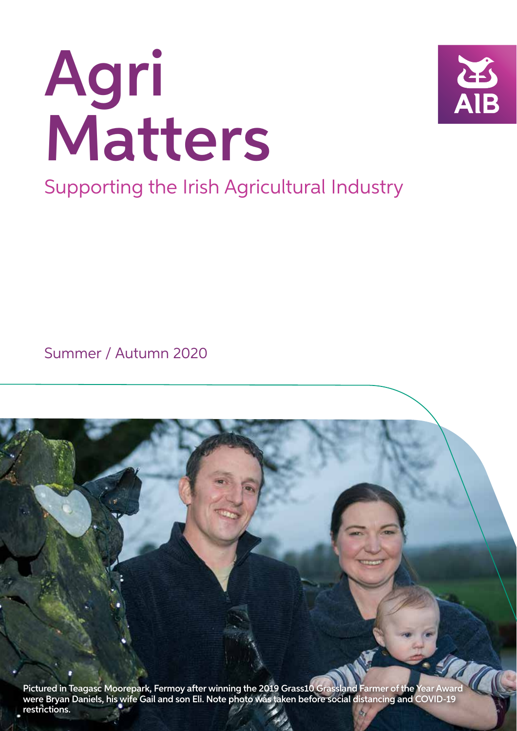# Agri Matters

## Supporting the Irish Agricultural Industry

Summer / Autumn 2020

Pictured in Teagasc Moorepark, Fermoy after winning the 2019 Grass10 Grassland Farmer of the Year Award were Bryan Daniels, his wife Gail and son Eli. Note photo was taken before social distancing and COVID-19 restrictions.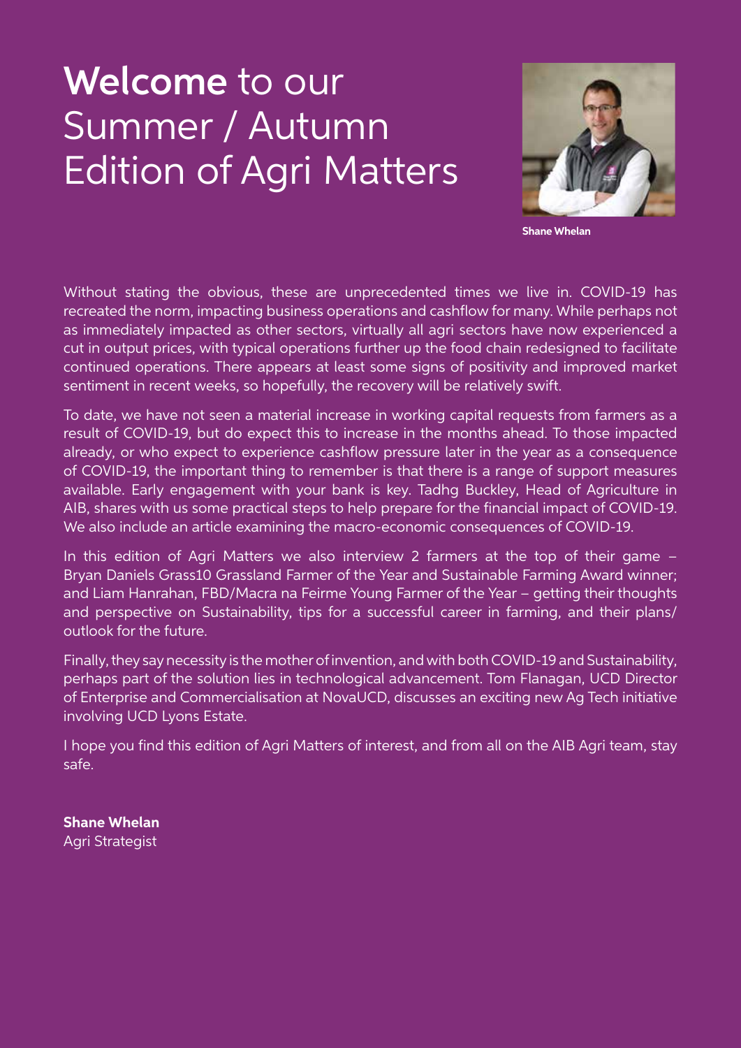# **Welcome** to our Summer / Autumn Edition of Agri Matters

**Shane Whelan**

Without stating the obvious, these are unprecedented times we live in. COVID-19 has recreated the norm, impacting business operations and cashflow for many. While perhaps not as immediately impacted as other sectors, virtually all agri sectors have now experienced a cut in output prices, with typical operations further up the food chain redesigned to facilitate continued operations. There appears at least some signs of positivity and improved market sentiment in recent weeks, so hopefully, the recovery will be relatively swift.

To date, we have not seen a material increase in working capital requests from farmers as a result of COVID-19, but do expect this to increase in the months ahead. To those impacted already, or who expect to experience cashflow pressure later in the year as a consequence of COVID-19, the important thing to remember is that there is a range of support measures available. Early engagement with your bank is key. Tadhg Buckley, Head of Agriculture in AIB, shares with us some practical steps to help prepare for the financial impact of COVID-19. We also include an article examining the macro-economic consequences of COVID-19.

In this edition of Agri Matters we also interview 2 farmers at the top of their game – Bryan Daniels Grass10 Grassland Farmer of the Year and Sustainable Farming Award winner; and Liam Hanrahan, FBD/Macra na Feirme Young Farmer of the Year – getting their thoughts and perspective on Sustainability, tips for a successful career in farming, and their plans/outlook for the future.

Finally, they say necessity is the mother of invention, and with both COVID-19 and Sustainability, perhaps part of the solution lies in technological advancement. Tom Flanagan, UCD Director of Enterprise and Commercialisation at NovaUCD, discusses an exciting new Ag Tech initiative involving UCD Lyons Estate.

I hope you find this edition of Agri Matters of interest, and from all on the AIB Agri team, stay safe.

**Shane Whelan**
Agri Strategist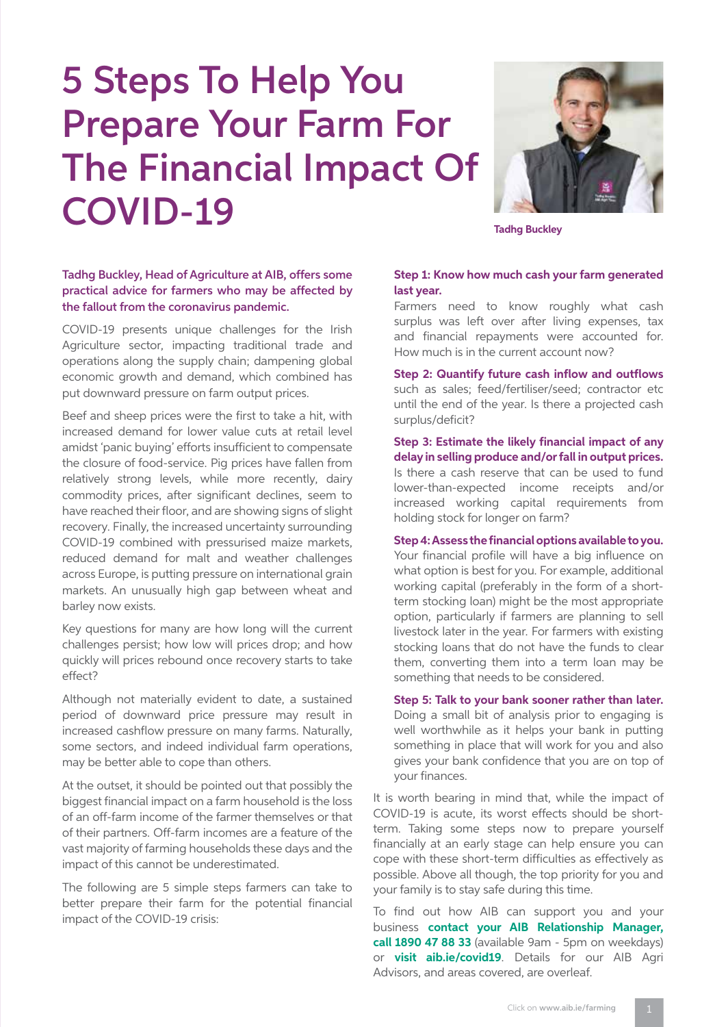# 5 Steps To Help You Prepare Your Farm For The Financial Impact Of COVID-19

Tadhg Buckley

**Tadhg Buckley, Head of Agriculture at AIB, offers some practical advice for farmers who may be affected by the fallout from the coronavirus pandemic.**

COVID-19 presents unique challenges for the Irish Agriculture sector, impacting traditional trade and operations along the supply chain; dampening global economic growth and demand, which combined has put downward pressure on farm output prices.

Beef and sheep prices were the first to take a hit, with increased demand for lower value cuts at retail level amidst 'panic buying' efforts insufficient to compensate the closure of food-service. Pig prices have fallen from relatively strong levels, while more recently, dairy commodity prices, after significant declines, seem to have reached their floor, and are showing signs of slight recovery. Finally, the increased uncertainty surrounding COVID-19 combined with pressurised maize markets, reduced demand for malt and weather challenges across Europe, is putting pressure on international grain markets. An unusually high gap between wheat and barley now exists.

Key questions for many are how long will the current challenges persist; how low will prices drop; and how quickly will prices rebound once recovery starts to take effect?

Although not materially evident to date, a sustained period of downward price pressure may result in increased cashflow pressure on many farms. Naturally, some sectors, and indeed individual farm operations, may be better able to cope than others.

At the outset, it should be pointed out that possibly the biggest financial impact on a farm household is the loss of an off-farm income of the farmer themselves or that of their partners. Off-farm incomes are a feature of the vast majority of farming households these days and the impact of this cannot be underestimated.

The following are 5 simple steps farmers can take to better prepare their farm for the potential financial impact of the COVID-19 crisis:

**Step 1: Know how much cash your farm generated last year.**
Farmers need to know roughly what cash surplus was left over after living expenses, tax and financial repayments were accounted for. How much is in the current account now?

**Step 2: Quantify future cash inflow and outflows** such as sales; feed/fertiliser/seed; contractor etc until the end of the year. Is there a projected cash surplus/deficit?

**Step 3: Estimate the likely financial impact of any delay in selling produce and/or fall in output prices.**
Is there a cash reserve that can be used to fund lower-than-expected income receipts and/or increased working capital requirements from holding stock for longer on farm?

**Step 4: Assess the financial options available to you.**
Your financial profile will have a big influence on what option is best for you. For example, additional working capital (preferably in the form of a short-term stocking loan) might be the most appropriate option, particularly if farmers are planning to sell livestock later in the year. For farmers with existing stocking loans that do not have the funds to clear them, converting them into a term loan may be something that needs to be considered.

**Step 5: Talk to your bank sooner rather than later.**
Doing a small bit of analysis prior to engaging is well worthwhile as it helps your bank in putting something in place that will work for you and also gives your bank confidence that you are on top of your finances.

It is worth bearing in mind that, while the impact of COVID-19 is acute, its worst effects should be short-term. Taking some steps now to prepare yourself financially at an early stage can help ensure you can cope with these short-term difficulties as effectively as possible. Above all though, the top priority for you and your family is to stay safe during this time.

To find out how AIB can support you and your business **contact your AIB Relationship Manager, call 1890 47 88 33** (available 9am - 5pm on weekdays) or **visit aib.ie/covid19**. Details for our AIB Agri Advisors, and areas covered, are overleaf.

Click on **www.aib.ie/farming**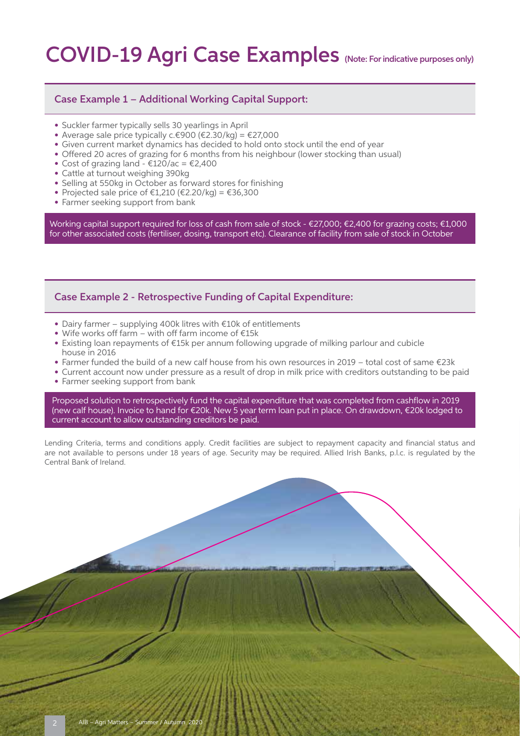# COVID-19 Agri Case Examples (Note: For indicative purposes only)

## Case Example 1 – Additional Working Capital Support:

- Suckler farmer typically sells 30 yearlings in April
- Average sale price typically c.€900 (€2.30/kg) = €27,000
- Given current market dynamics has decided to hold onto stock until the end of year
- Offered 20 acres of grazing for 6 months from his neighbour (lower stocking than usual)
- Cost of grazing land - €120/ac = €2,400
- Cattle at turnout weighing 390kg
- Selling at 550kg in October as forward stores for finishing
- Projected sale price of €1,210 (€2.20/kg) = €36,300
- Farmer seeking support from bank

Working capital support required for loss of cash from sale of stock - €27,000; €2,400 for grazing costs; €1,000 for other associated costs (fertiliser, dosing, transport etc). Clearance of facility from sale of stock in October

## Case Example 2 - Retrospective Funding of Capital Expenditure:

- Dairy farmer – supplying 400k litres with €10k of entitlements
- Wife works off farm – with off farm income of €15k
- Existing loan repayments of €15k per annum following upgrade of milking parlour and cubicle house in 2016
- Farmer funded the build of a new calf house from his own resources in 2019 – total cost of same €23k
- Current account now under pressure as a result of drop in milk price with creditors outstanding to be paid
- Farmer seeking support from bank

Proposed solution to retrospectively fund the capital expenditure that was completed from cashflow in 2019 (new calf house). Invoice to hand for €20k. New 5 year term loan put in place. On drawdown, €20k lodged to current account to allow outstanding creditors be paid.

Lending Criteria, terms and conditions apply. Credit facilities are subject to repayment capacity and financial status and are not available to persons under 18 years of age. Security may be required. Allied Irish Banks, p.l.c. is regulated by the Central Bank of Ireland.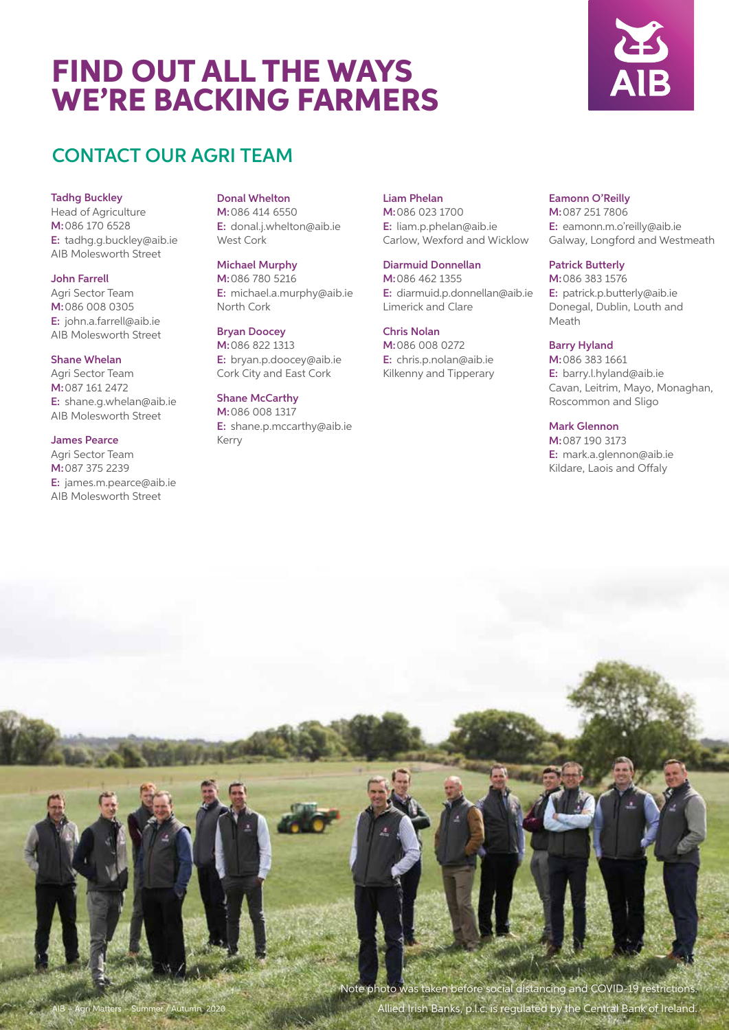# FIND OUT ALL THE WAYS WE'RE BACKING FARMERS

## CONTACT OUR AGRI TEAM

**Tadhg Buckley**
Head of Agriculture
**M:** 086 170 6528
**E:** tadhg.g.buckley@aib.ie
AIB Molesworth Street

**John Farrell**
Agri Sector Team
**M:** 086 008 0305
**E:** john.a.farrell@aib.ie
AIB Molesworth Street

**Shane Whelan**
Agri Sector Team
**M:** 087 161 2472
**E:** shane.g.whelan@aib.ie
AIB Molesworth Street

**James Pearce**
Agri Sector Team
**M:** 087 375 2239
**E:** james.m.pearce@aib.ie
AIB Molesworth Street

**Donal Whelton**
**M:** 086 414 6550
**E:** donal.j.whelton@aib.ie
West Cork

**Michael Murphy**
**M:** 086 780 5216
**E:** michael.a.murphy@aib.ie
North Cork

**Bryan Doocey**
**M:** 086 822 1313
**E:** bryan.p.doocey@aib.ie
Cork City and East Cork

**Shane McCarthy**
**M:** 086 008 1317
**E:** shane.p.mccarthy@aib.ie
Kerry

**Liam Phelan**
**M:** 086 023 1700
**E:** liam.p.phelan@aib.ie
Carlow, Wexford and Wicklow

**Diarmuid Donnellan**
**M:** 086 462 1355
**E:** diarmuid.p.donnellan@aib.ie
Limerick and Clare

**Chris Nolan**
**M:** 086 008 0272
**E:** chris.p.nolan@aib.ie
Kilkenny and Tipperary

**Eamonn O'Reilly**
**M:** 087 251 7806
**E:** eamonn.m.o'reilly@aib.ie
Galway, Longford and Westmeath

**Patrick Butterly**
**M:** 086 383 1576
**E:** patrick.p.butterly@aib.ie
Donegal, Dublin, Louth and Meath

**Barry Hyland**
**M:** 086 383 1661
**E:** barry.l.hyland@aib.ie
Cavan, Leitrim, Mayo, Monaghan, Roscommon and Sligo

**Mark Glennon**
**M:** 087 190 3173
**E:** mark.a.glennon@aib.ie
Kildare, Laois and Offaly

Note photo was taken before social distancing and COVID-19 restrictions.

Allied Irish Banks, p.l.c. is regulated by the Central Bank of Ireland.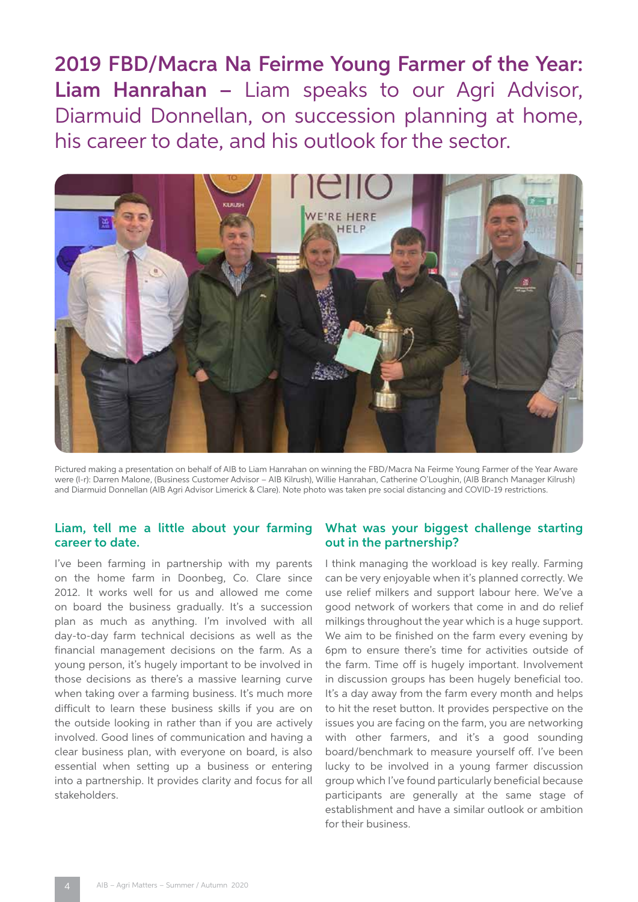# 2019 FBD/Macra Na Feirme Young Farmer of the Year: Liam Hanrahan – Liam speaks to our Agri Advisor, Diarmuid Donnellan, on succession planning at home, his career to date, and his outlook for the sector.

Pictured making a presentation on behalf of AIB to Liam Hanrahan on winning the FBD/Macra Na Feirme Young Farmer of the Year Aware were (l-r): Darren Malone, (Business Customer Advisor – AIB Kilrush), Willie Hanrahan, Catherine O'Loughin, (AIB Branch Manager Kilrush) and Diarmuid Donnellan (AIB Agri Advisor Limerick & Clare). Note photo was taken pre social distancing and COVID-19 restrictions.

### Liam, tell me a little about your farming career to date.

I've been farming in partnership with my parents on the home farm in Doonbeg, Co. Clare since 2012. It works well for us and allowed me come on board the business gradually. It's a succession plan as much as anything. I'm involved with all day-to-day farm technical decisions as well as the financial management decisions on the farm. As a young person, it's hugely important to be involved in those decisions as there's a massive learning curve when taking over a farming business. It's much more difficult to learn these business skills if you are on the outside looking in rather than if you are actively involved. Good lines of communication and having a clear business plan, with everyone on board, is also essential when setting up a business or entering into a partnership. It provides clarity and focus for all stakeholders.

### What was your biggest challenge starting out in the partnership?

I think managing the workload is key really. Farming can be very enjoyable when it's planned correctly. We use relief milkers and support labour here. We've a good network of workers that come in and do relief milkings throughout the year which is a huge support. We aim to be finished on the farm every evening by 6pm to ensure there's time for activities outside of the farm. Time off is hugely important. Involvement in discussion groups has been hugely beneficial too. It's a day away from the farm every month and helps to hit the reset button. It provides perspective on the issues you are facing on the farm, you are networking with other farmers, and it's a good sounding board/benchmark to measure yourself off. I've been lucky to be involved in a young farmer discussion group which I've found particularly beneficial because participants are generally at the same stage of establishment and have a similar outlook or ambition for their business.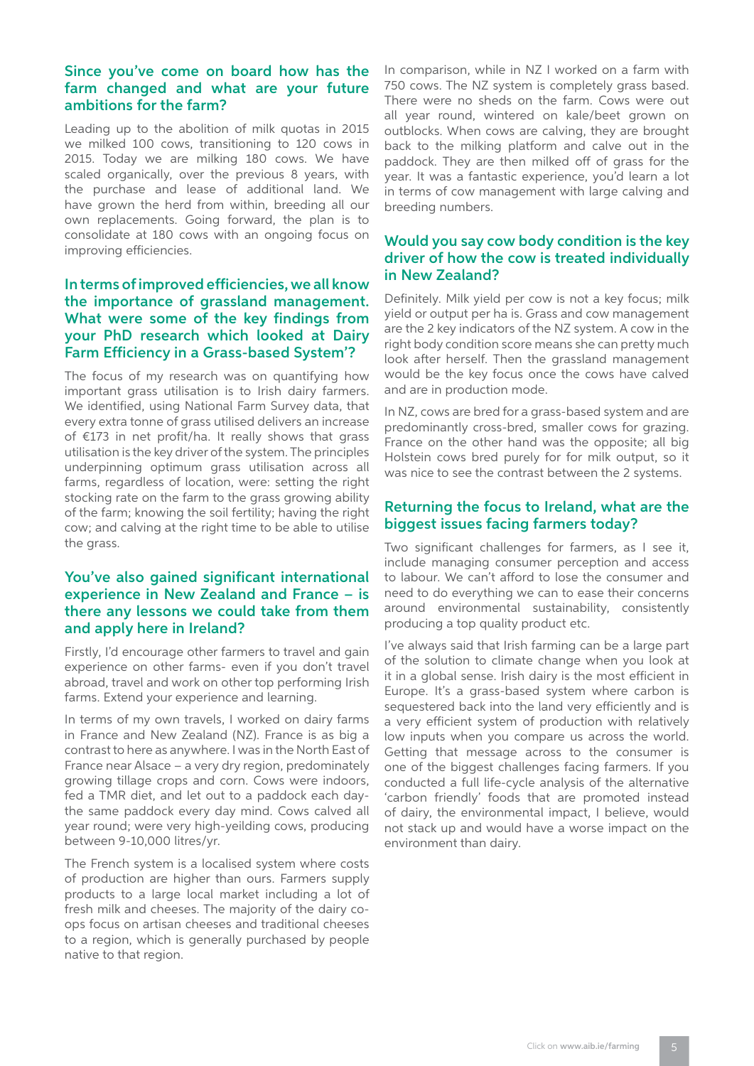## Since you've come on board how has the farm changed and what are your future ambitions for the farm?

Leading up to the abolition of milk quotas in 2015 we milked 100 cows, transitioning to 120 cows in 2015. Today we are milking 180 cows. We have scaled organically, over the previous 8 years, with the purchase and lease of additional land. We have grown the herd from within, breeding all our own replacements. Going forward, the plan is to consolidate at 180 cows with an ongoing focus on improving efficiencies.

## In terms of improved efficiencies, we all know the importance of grassland management. What were some of the key findings from your PhD research which looked at Dairy Farm Efficiency in a Grass-based System'?

The focus of my research was on quantifying how important grass utilisation is to Irish dairy farmers. We identified, using National Farm Survey data, that every extra tonne of grass utilised delivers an increase of €173 in net profit/ha. It really shows that grass utilisation is the key driver of the system. The principles underpinning optimum grass utilisation across all farms, regardless of location, were: setting the right stocking rate on the farm to the grass growing ability of the farm; knowing the soil fertility; having the right cow; and calving at the right time to be able to utilise the grass.

## You've also gained significant international experience in New Zealand and France – is there any lessons we could take from them and apply here in Ireland?

Firstly, I'd encourage other farmers to travel and gain experience on other farms- even if you don't travel abroad, travel and work on other top performing Irish farms. Extend your experience and learning.

In terms of my own travels, I worked on dairy farms in France and New Zealand (NZ). France is as big a contrast to here as anywhere. I was in the North East of France near Alsace – a very dry region, predominately growing tillage crops and corn. Cows were indoors, fed a TMR diet, and let out to a paddock each day- the same paddock every day mind. Cows calved all year round; were very high-yeilding cows, producing between 9-10,000 litres/yr.

The French system is a localised system where costs of production are higher than ours. Farmers supply products to a large local market including a lot of fresh milk and cheeses. The majority of the dairy co-ops focus on artisan cheeses and traditional cheeses to a region, which is generally purchased by people native to that region.

In comparison, while in NZ I worked on a farm with 750 cows. The NZ system is completely grass based. There were no sheds on the farm. Cows were out all year round, wintered on kale/beet grown on outblocks. When cows are calving, they are brought back to the milking platform and calve out in the paddock. They are then milked off of grass for the year. It was a fantastic experience, you'd learn a lot in terms of cow management with large calving and breeding numbers.

## Would you say cow body condition is the key driver of how the cow is treated individually in New Zealand?

Definitely. Milk yield per cow is not a key focus; milk yield or output per ha is. Grass and cow management are the 2 key indicators of the NZ system. A cow in the right body condition score means she can pretty much look after herself. Then the grassland management would be the key focus once the cows have calved and are in production mode.

In NZ, cows are bred for a grass-based system and are predominantly cross-bred, smaller cows for grazing. France on the other hand was the opposite; all big Holstein cows bred purely for for milk output, so it was nice to see the contrast between the 2 systems.

## Returning the focus to Ireland, what are the biggest issues facing farmers today?

Two significant challenges for farmers, as I see it, include managing consumer perception and access to labour. We can't afford to lose the consumer and need to do everything we can to ease their concerns around environmental sustainability, consistently producing a top quality product etc.

I've always said that Irish farming can be a large part of the solution to climate change when you look at it in a global sense. Irish dairy is the most efficient in Europe. It's a grass-based system where carbon is sequestered back into the land very efficiently and is a very efficient system of production with relatively low inputs when you compare us across the world. Getting that message across to the consumer is one of the biggest challenges facing farmers. If you conducted a full life-cycle analysis of the alternative 'carbon friendly' foods that are promoted instead of dairy, the environmental impact, I believe, would not stack up and would have a worse impact on the environment than dairy.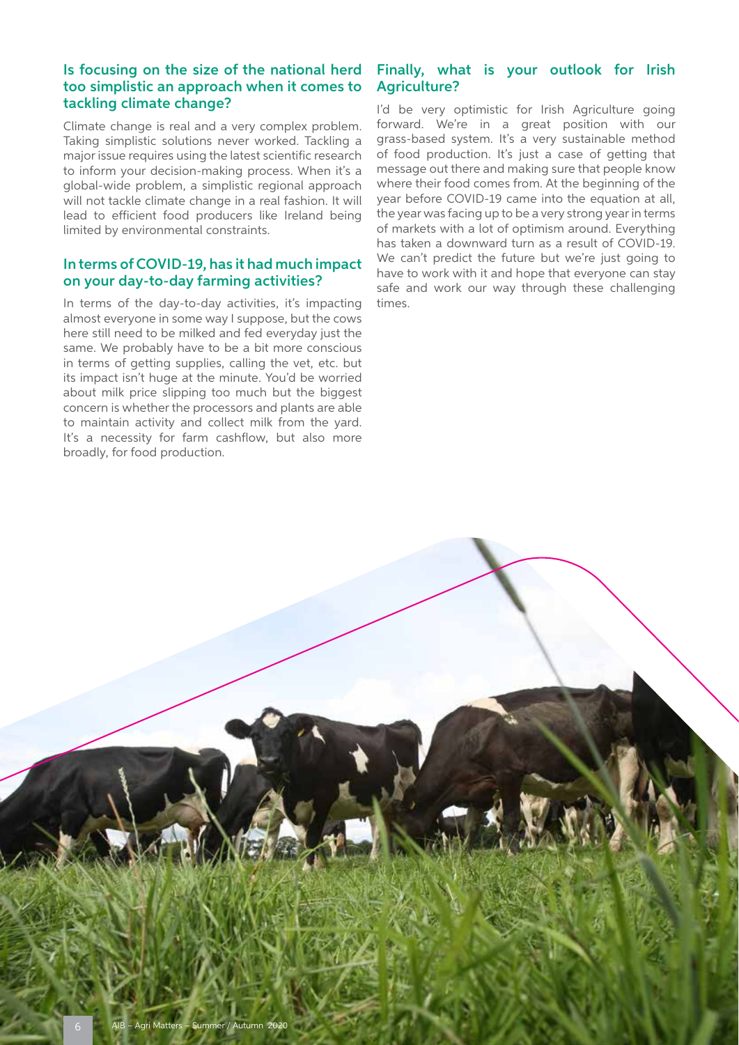### Is focusing on the size of the national herd too simplistic an approach when it comes to tackling climate change?

Climate change is real and a very complex problem. Taking simplistic solutions never worked. Tackling a major issue requires using the latest scientific research to inform your decision-making process. When it's a global-wide problem, a simplistic regional approach will not tackle climate change in a real fashion. It will lead to efficient food producers like Ireland being limited by environmental constraints.

### In terms of COVID-19, has it had much impact on your day-to-day farming activities?

In terms of the day-to-day activities, it's impacting almost everyone in some way I suppose, but the cows here still need to be milked and fed everyday just the same. We probably have to be a bit more conscious in terms of getting supplies, calling the vet, etc. but its impact isn't huge at the minute. You'd be worried about milk price slipping too much but the biggest concern is whether the processors and plants are able to maintain activity and collect milk from the yard. It's a necessity for farm cashflow, but also more broadly, for food production.

### Finally, what is your outlook for Irish Agriculture?

I'd be very optimistic for Irish Agriculture going forward. We're in a great position with our grass-based system. It's a very sustainable method of food production. It's just a case of getting that message out there and making sure that people know where their food comes from. At the beginning of the year before COVID-19 came into the equation at all, the year was facing up to be a very strong year in terms of markets with a lot of optimism around. Everything has taken a downward turn as a result of COVID-19. We can't predict the future but we're just going to have to work with it and hope that everyone can stay safe and work our way through these challenging times.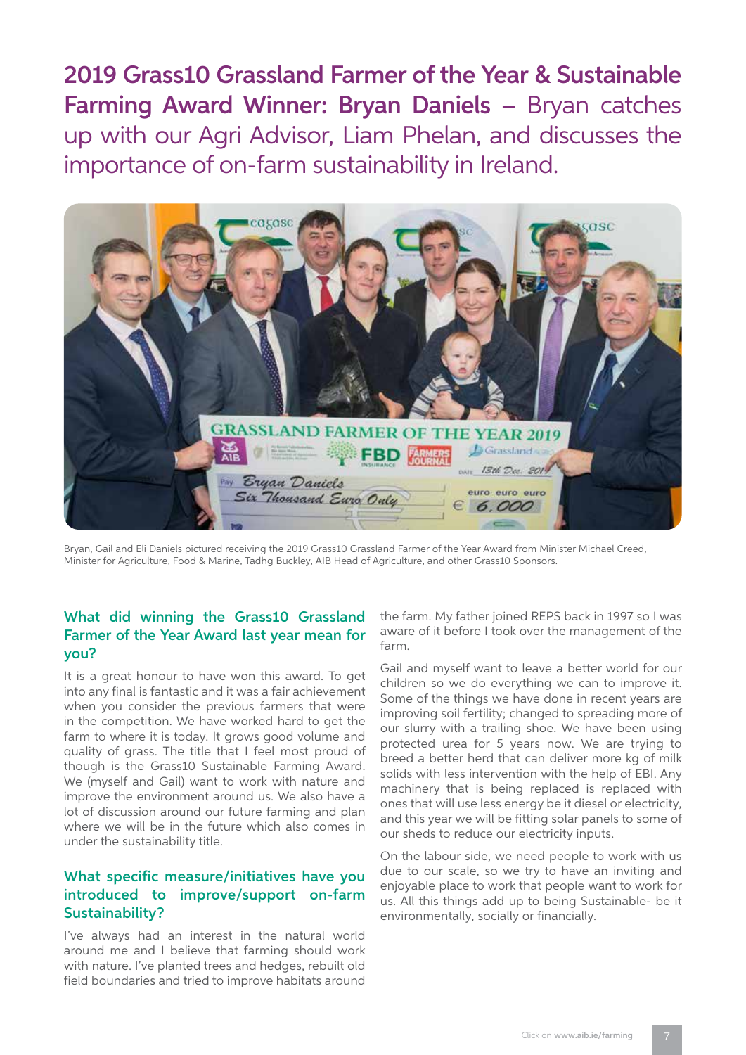# 2019 Grass10 Grassland Farmer of the Year & Sustainable Farming Award Winner: Bryan Daniels – Bryan catches up with our Agri Advisor, Liam Phelan, and discusses the importance of on-farm sustainability in Ireland.

Bryan, Gail and Eli Daniels pictured receiving the 2019 Grass10 Grassland Farmer of the Year Award from Minister Michael Creed, Minister for Agriculture, Food & Marine, Tadhg Buckley, AIB Head of Agriculture, and other Grass10 Sponsors.

### What did winning the Grass10 Grassland Farmer of the Year Award last year mean for you?

It is a great honour to have won this award. To get into any final is fantastic and it was a fair achievement when you consider the previous farmers that were in the competition. We have worked hard to get the farm to where it is today. It grows good volume and quality of grass. The title that I feel most proud of though is the Grass10 Sustainable Farming Award. We (myself and Gail) want to work with nature and improve the environment around us. We also have a lot of discussion around our future farming and plan where we will be in the future which also comes in under the sustainability title.

### What specific measure/initiatives have you introduced to improve/support on-farm Sustainability?

I've always had an interest in the natural world around me and I believe that farming should work with nature. I've planted trees and hedges, rebuilt old field boundaries and tried to improve habitats around the farm. My father joined REPS back in 1997 so I was aware of it before I took over the management of the farm.

Gail and myself want to leave a better world for our children so we do everything we can to improve it. Some of the things we have done in recent years are improving soil fertility; changed to spreading more of our slurry with a trailing shoe. We have been using protected urea for 5 years now. We are trying to breed a better herd that can deliver more kg of milk solids with less intervention with the help of EBI. Any machinery that is being replaced is replaced with ones that will use less energy be it diesel or electricity, and this year we will be fitting solar panels to some of our sheds to reduce our electricity inputs.

On the labour side, we need people to work with us due to our scale, so we try to have an inviting and enjoyable place to work that people want to work for us. All this things add up to being Sustainable- be it environmentally, socially or financially.

Click on **www.aib.ie/farming**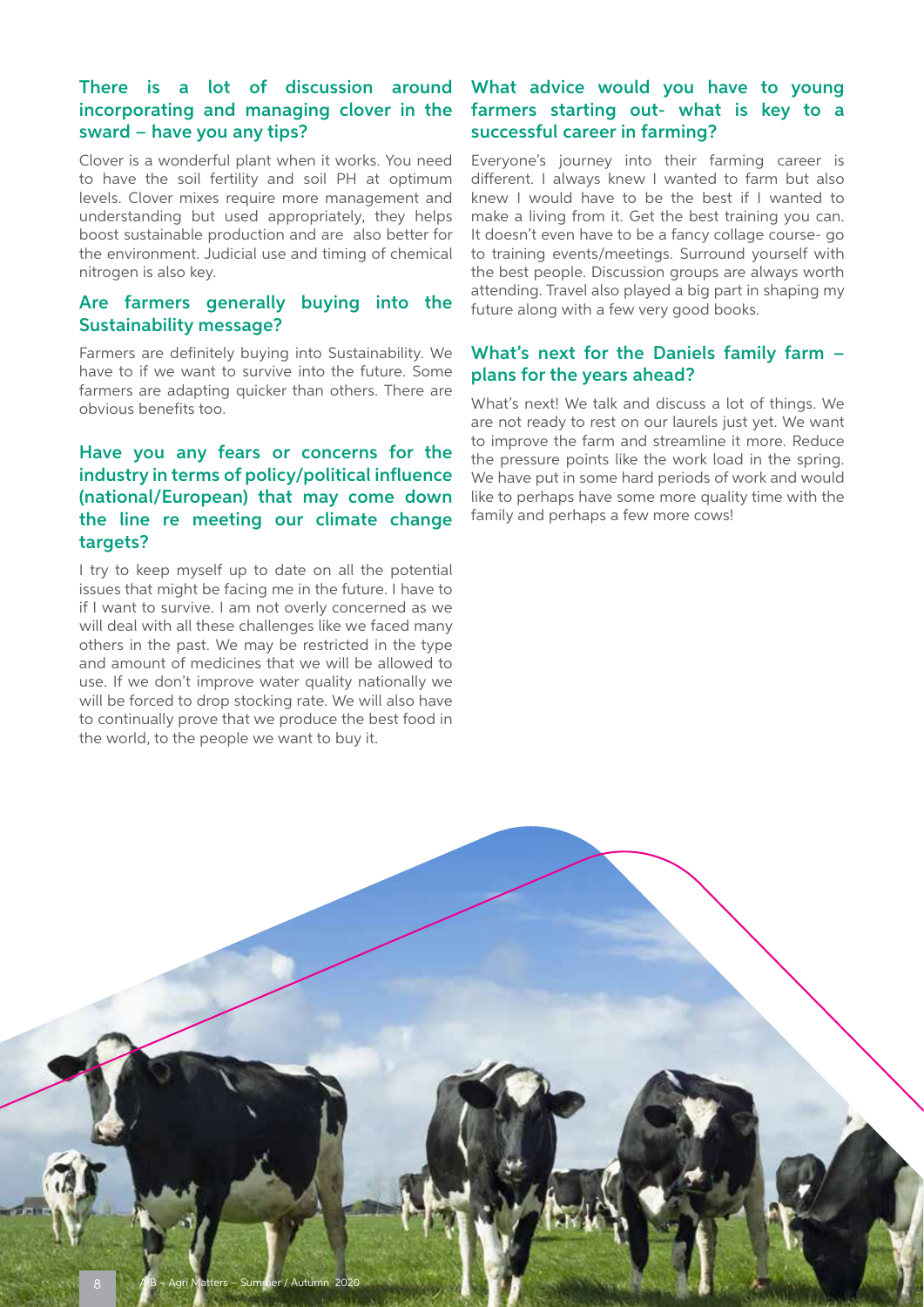## There is a lot of discussion around incorporating and managing clover in the sward – have you any tips?

Clover is a wonderful plant when it works. You need to have the soil fertility and soil PH at optimum levels. Clover mixes require more management and understanding but used appropriately, they helps boost sustainable production and are also better for the environment. Judicial use and timing of chemical nitrogen is also key.

## Are farmers generally buying into the Sustainability message?

Farmers are definitely buying into Sustainability. We have to if we want to survive into the future. Some farmers are adapting quicker than others. There are obvious benefits too.

## Have you any fears or concerns for the industry in terms of policy/political influence (national/European) that may come down the line re meeting our climate change targets?

I try to keep myself up to date on all the potential issues that might be facing me in the future. I have to if I want to survive. I am not overly concerned as we will deal with all these challenges like we faced many others in the past. We may be restricted in the type and amount of medicines that we will be allowed to use. If we don't improve water quality nationally we will be forced to drop stocking rate. We will also have to continually prove that we produce the best food in the world, to the people we want to buy it.

## What advice would you have to young farmers starting out- what is key to a successful career in farming?

Everyone's journey into their farming career is different. I always knew I wanted to farm but also knew I would have to be the best if I wanted to make a living from it. Get the best training you can. It doesn't even have to be a fancy collage course- go to training events/meetings. Surround yourself with the best people. Discussion groups are always worth attending. Travel also played a big part in shaping my future along with a few very good books.

## What's next for the Daniels family farm – plans for the years ahead?

What's next! We talk and discuss a lot of things. We are not ready to rest on our laurels just yet. We want to improve the farm and streamline it more. Reduce the pressure points like the work load in the spring. We have put in some hard periods of work and would like to perhaps have some more quality time with the family and perhaps a few more cows!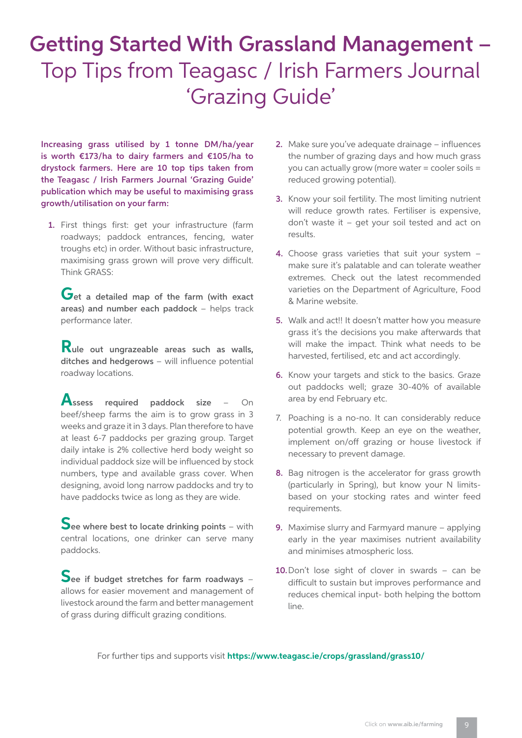# Getting Started With Grassland Management – Top Tips from Teagasc / Irish Farmers Journal 'Grazing Guide'

**Increasing grass utilised by 1 tonne DM/ha/year is worth €173/ha to dairy farmers and €105/ha to drystock farmers. Here are 10 top tips taken from the Teagasc / Irish Farmers Journal 'Grazing Guide' publication which may be useful to maximising grass growth/utilisation on your farm:**

1. First things first: get your infrastructure (farm roadways; paddock entrances, fencing, water troughs etc) in order. Without basic infrastructure, maximising grass grown will prove very difficult. Think GRASS:

   **Get a detailed map of the farm (with exact areas) and number each paddock** – helps track performance later.

   **Rule out ungrazeable areas such as walls, ditches and hedgerows** – will influence potential roadway locations.

   **Assess required paddock size** – On beef/sheep farms the aim is to grow grass in 3 weeks and graze it in 3 days. Plan therefore to have at least 6-7 paddocks per grazing group. Target daily intake is 2% collective herd body weight so individual paddock size will be influenced by stock numbers, type and available grass cover. When designing, avoid long narrow paddocks and try to have paddocks twice as long as they are wide.

   **See where best to locate drinking points** – with central locations, one drinker can serve many paddocks.

   **See if budget stretches for farm roadways** – allows for easier movement and management of livestock around the farm and better management of grass during difficult grazing conditions.

2. Make sure you've adequate drainage – influences the number of grazing days and how much grass you can actually grow (more water = cooler soils = reduced growing potential).
3. Know your soil fertility. The most limiting nutrient will reduce growth rates. Fertiliser is expensive, don't waste it – get your soil tested and act on results.
4. Choose grass varieties that suit your system – make sure it's palatable and can tolerate weather extremes. Check out the latest recommended varieties on the Department of Agriculture, Food & Marine website.
5. Walk and act!! It doesn't matter how you measure grass it's the decisions you make afterwards that will make the impact. Think what needs to be harvested, fertilised, etc and act accordingly.
6. Know your targets and stick to the basics. Graze out paddocks well; graze 30-40% of available area by end February etc.
7. Poaching is a no-no. It can considerably reduce potential growth. Keep an eye on the weather, implement on/off grazing or house livestock if necessary to prevent damage.
8. Bag nitrogen is the accelerator for grass growth (particularly in Spring), but know your N limits- based on your stocking rates and winter feed requirements.
9. Maximise slurry and Farmyard manure – applying early in the year maximises nutrient availability and minimises atmospheric loss.
10. Don't lose sight of clover in swards – can be difficult to sustain but improves performance and reduces chemical input- both helping the bottom line.

For further tips and supports visit **https://www.teagasc.ie/crops/grassland/grass10/**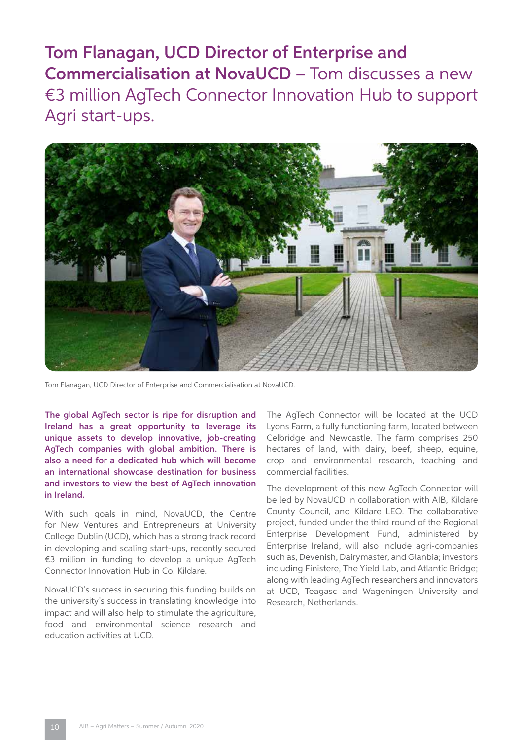# **Tom Flanagan, UCD Director of Enterprise and Commercialisation at NovaUCD –** Tom discusses a new €3 million AgTech Connector Innovation Hub to support Agri start-ups.

Tom Flanagan, UCD Director of Enterprise and Commercialisation at NovaUCD.

**The global AgTech sector is ripe for disruption and Ireland has a great opportunity to leverage its unique assets to develop innovative, job-creating AgTech companies with global ambition. There is also a need for a dedicated hub which will become an international showcase destination for business and investors to view the best of AgTech innovation in Ireland.**

With such goals in mind, NovaUCD, the Centre for New Ventures and Entrepreneurs at University College Dublin (UCD), which has a strong track record in developing and scaling start-ups, recently secured €3 million in funding to develop a unique AgTech Connector Innovation Hub in Co. Kildare.

NovaUCD's success in securing this funding builds on the university's success in translating knowledge into impact and will also help to stimulate the agriculture, food and environmental science research and education activities at UCD.

The AgTech Connector will be located at the UCD Lyons Farm, a fully functioning farm, located between Celbridge and Newcastle. The farm comprises 250 hectares of land, with dairy, beef, sheep, equine, crop and environmental research, teaching and commercial facilities.

The development of this new AgTech Connector will be led by NovaUCD in collaboration with AIB, Kildare County Council, and Kildare LEO. The collaborative project, funded under the third round of the Regional Enterprise Development Fund, administered by Enterprise Ireland, will also include agri-companies such as, Devenish, Dairymaster, and Glanbia; investors including Finistere, The Yield Lab, and Atlantic Bridge; along with leading AgTech researchers and innovators at UCD, Teagasc and Wageningen University and Research, Netherlands.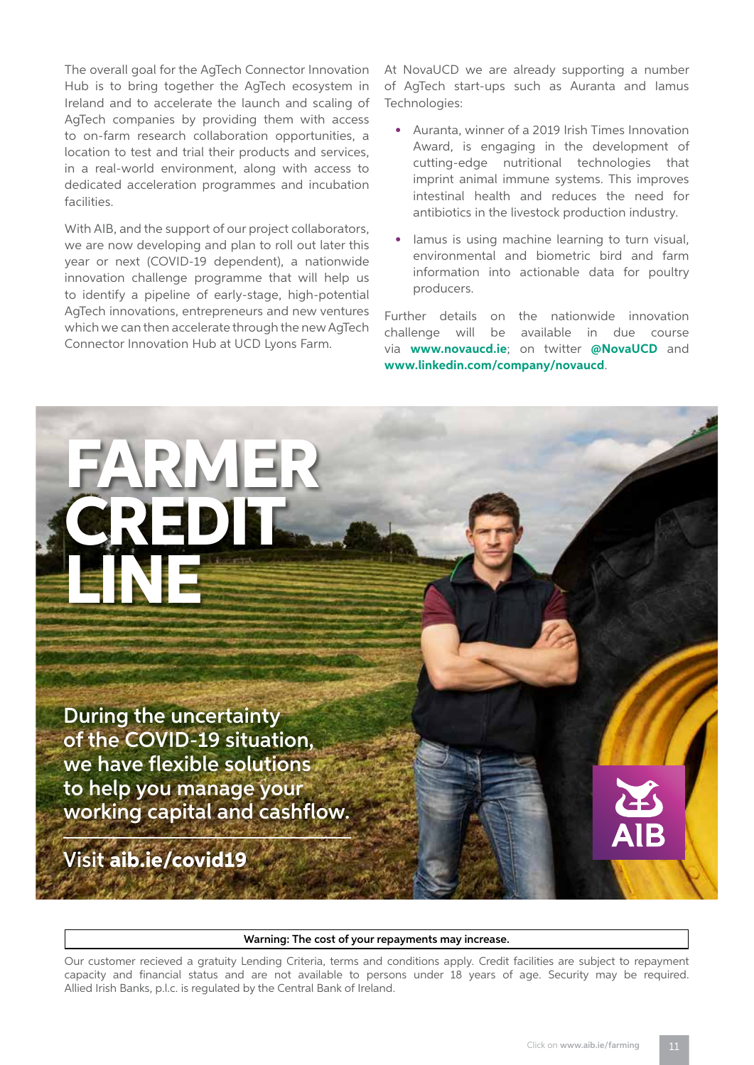The overall goal for the AgTech Connector Innovation Hub is to bring together the AgTech ecosystem in Ireland and to accelerate the launch and scaling of AgTech companies by providing them with access to on-farm research collaboration opportunities, a location to test and trial their products and services, in a real-world environment, along with access to dedicated acceleration programmes and incubation facilities.

With AIB, and the support of our project collaborators, we are now developing and plan to roll out later this year or next (COVID-19 dependent), a nationwide innovation challenge programme that will help us to identify a pipeline of early-stage, high-potential AgTech innovations, entrepreneurs and new ventures which we can then accelerate through the new AgTech Connector Innovation Hub at UCD Lyons Farm.

At NovaUCD we are already supporting a number of AgTech start-ups such as Auranta and Iamus Technologies:

- Auranta, winner of a 2019 Irish Times Innovation Award, is engaging in the development of cutting-edge nutritional technologies that imprint animal immune systems. This improves intestinal health and reduces the need for antibiotics in the livestock production industry.
- Iamus is using machine learning to turn visual, environmental and biometric bird and farm information into actionable data for poultry producers.

Further details on the nationwide innovation challenge will be available in due course via **www.novaucd.ie**; on twitter **@NovaUCD** and **www.linkedin.com/company/novaucd**.

# FARMER CREDIT LINE

**During the uncertainty of the COVID-19 situation, we have flexible solutions to help you manage your working capital and cashflow.**

Visit **aib.ie/covid19**

AIB

**Warning: The cost of your repayments may increase.**

Our customer recieved a gratuity Lending Criteria, terms and conditions apply. Credit facilities are subject to repayment capacity and financial status and are not available to persons under 18 years of age. Security may be required. Allied Irish Banks, p.l.c. is regulated by the Central Bank of Ireland.

Click on **www.aib.ie/farming**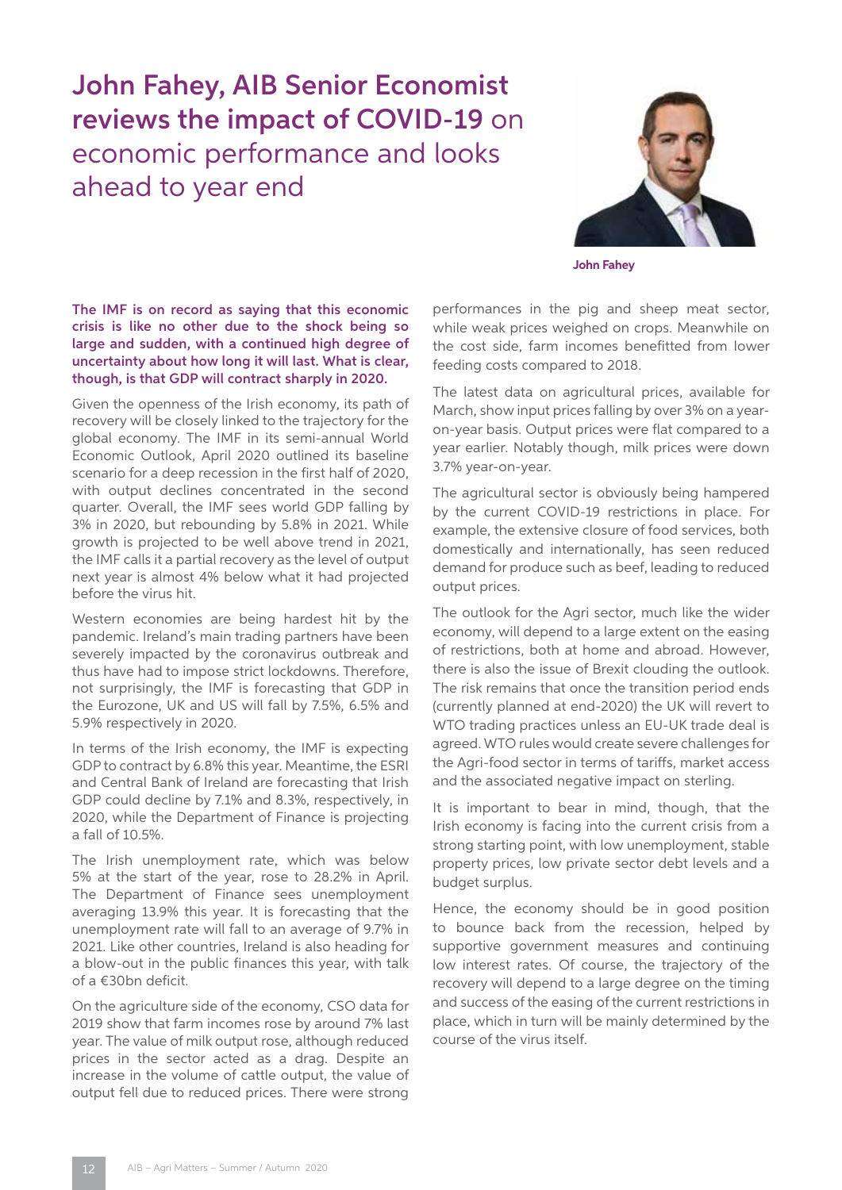# John Fahey, AIB Senior Economist reviews the impact of COVID-19 on economic performance and looks ahead to year end

John Fahey

**The IMF is on record as saying that this economic crisis is like no other due to the shock being so large and sudden, with a continued high degree of uncertainty about how long it will last. What is clear, though, is that GDP will contract sharply in 2020.**

Given the openness of the Irish economy, its path of recovery will be closely linked to the trajectory for the global economy. The IMF in its semi-annual World Economic Outlook, April 2020 outlined its baseline scenario for a deep recession in the first half of 2020, with output declines concentrated in the second quarter. Overall, the IMF sees world GDP falling by 3% in 2020, but rebounding by 5.8% in 2021. While growth is projected to be well above trend in 2021, the IMF calls it a partial recovery as the level of output next year is almost 4% below what it had projected before the virus hit.

Western economies are being hardest hit by the pandemic. Ireland's main trading partners have been severely impacted by the coronavirus outbreak and thus have had to impose strict lockdowns. Therefore, not surprisingly, the IMF is forecasting that GDP in the Eurozone, UK and US will fall by 7.5%, 6.5% and 5.9% respectively in 2020.

In terms of the Irish economy, the IMF is expecting GDP to contract by 6.8% this year. Meantime, the ESRI and Central Bank of Ireland are forecasting that Irish GDP could decline by 7.1% and 8.3%, respectively, in 2020, while the Department of Finance is projecting a fall of 10.5%.

The Irish unemployment rate, which was below 5% at the start of the year, rose to 28.2% in April. The Department of Finance sees unemployment averaging 13.9% this year. It is forecasting that the unemployment rate will fall to an average of 9.7% in 2021. Like other countries, Ireland is also heading for a blow-out in the public finances this year, with talk of a €30bn deficit.

On the agriculture side of the economy, CSO data for 2019 show that farm incomes rose by around 7% last year. The value of milk output rose, although reduced prices in the sector acted as a drag. Despite an increase in the volume of cattle output, the value of output fell due to reduced prices. There were strong performances in the pig and sheep meat sector, while weak prices weighed on crops. Meanwhile on the cost side, farm incomes benefitted from lower feeding costs compared to 2018.

The latest data on agricultural prices, available for March, show input prices falling by over 3% on a year-on-year basis. Output prices were flat compared to a year earlier. Notably though, milk prices were down 3.7% year-on-year.

The agricultural sector is obviously being hampered by the current COVID-19 restrictions in place. For example, the extensive closure of food services, both domestically and internationally, has seen reduced demand for produce such as beef, leading to reduced output prices.

The outlook for the Agri sector, much like the wider economy, will depend to a large extent on the easing of restrictions, both at home and abroad. However, there is also the issue of Brexit clouding the outlook. The risk remains that once the transition period ends (currently planned at end-2020) the UK will revert to WTO trading practices unless an EU-UK trade deal is agreed. WTO rules would create severe challenges for the Agri-food sector in terms of tariffs, market access and the associated negative impact on sterling.

It is important to bear in mind, though, that the Irish economy is facing into the current crisis from a strong starting point, with low unemployment, stable property prices, low private sector debt levels and a budget surplus.

Hence, the economy should be in good position to bounce back from the recession, helped by supportive government measures and continuing low interest rates. Of course, the trajectory of the recovery will depend to a large degree on the timing and success of the easing of the current restrictions in place, which in turn will be mainly determined by the course of the virus itself.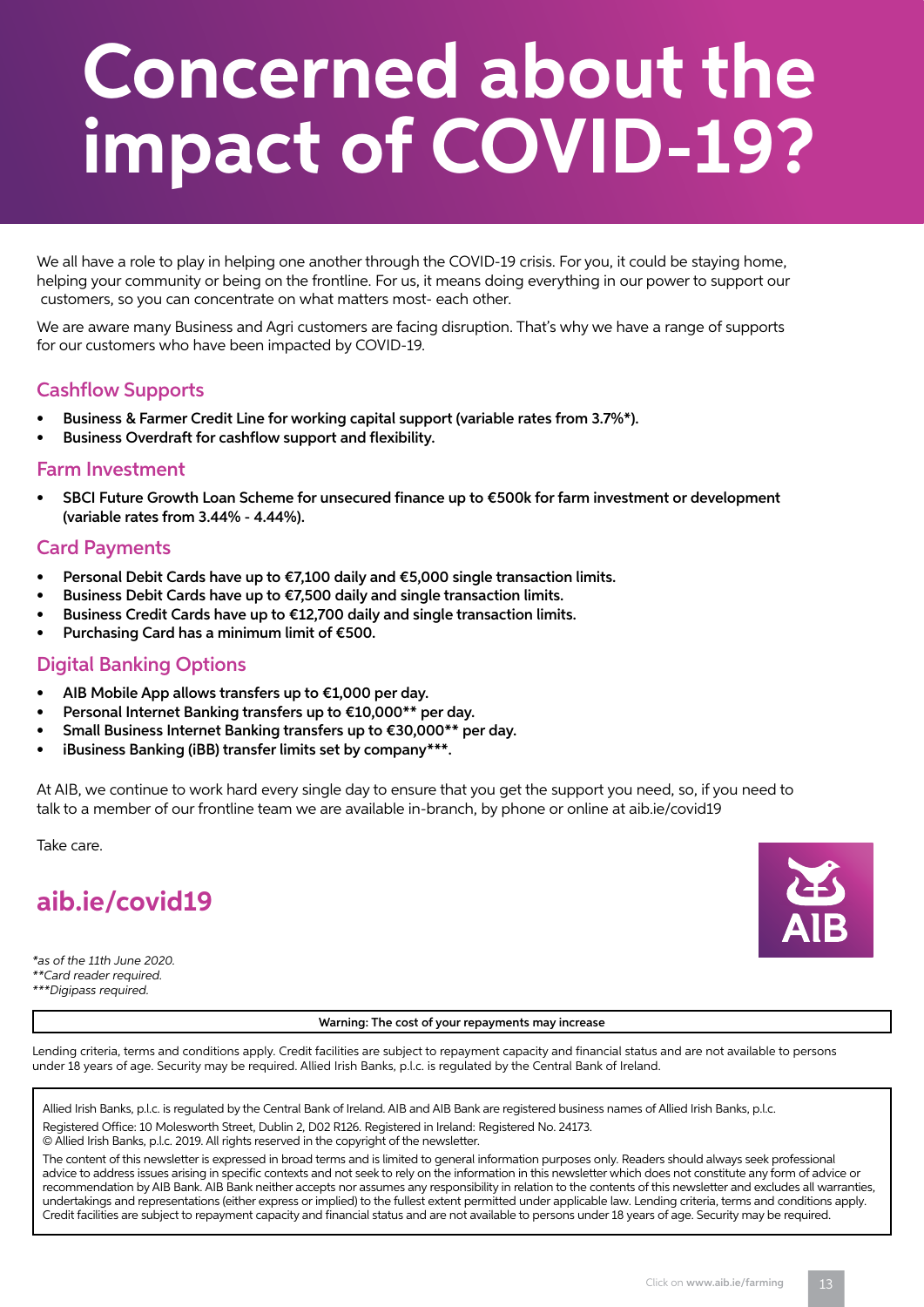# Concerned about the impact of COVID-19?

We all have a role to play in helping one another through the COVID-19 crisis. For you, it could be staying home, helping your community or being on the frontline. For us, it means doing everything in our power to support our customers, so you can concentrate on what matters most- each other.

We are aware many Business and Agri customers are facing disruption. That's why we have a range of supports for our customers who have been impacted by COVID-19.

## Cashflow Supports

- **Business & Farmer Credit Line for working capital support (variable rates from 3.7%*).**
- **Business Overdraft for cashflow support and flexibility.**

## Farm Investment

- **SBCI Future Growth Loan Scheme for unsecured finance up to €500k for farm investment or development (variable rates from 3.44% - 4.44%).**

## Card Payments

- **Personal Debit Cards have up to €7,100 daily and €5,000 single transaction limits.**
- **Business Debit Cards have up to €7,500 daily and single transaction limits.**
- **Business Credit Cards have up to €12,700 daily and single transaction limits.**
- **Purchasing Card has a minimum limit of €500.**

## Digital Banking Options

- **AIB Mobile App allows transfers up to €1,000 per day.**
- **Personal Internet Banking transfers up to €10,000** per day.**
- **Small Business Internet Banking transfers up to €30,000** per day.**
- **iBusiness Banking (iBB) transfer limits set by company***.**

At AIB, we continue to work hard every single day to ensure that you get the support you need, so, if you need to talk to a member of our frontline team we are available in-branch, by phone or online at aib.ie/covid19

Take care.

## aib.ie/covid19

AIB

*\*as of the 11th June 2020.*
*\*\*Card reader required.*
*\*\*\*Digipass required.*

**Warning: The cost of your repayments may increase**

Lending criteria, terms and conditions apply. Credit facilities are subject to repayment capacity and financial status and are not available to persons under 18 years of age. Security may be required. Allied Irish Banks, p.l.c. is regulated by the Central Bank of Ireland.

Allied Irish Banks, p.l.c. is regulated by the Central Bank of Ireland. AIB and AIB Bank are registered business names of Allied Irish Banks, p.l.c.
Registered Office: 10 Molesworth Street, Dublin 2, D02 R126. Registered in Ireland: Registered No. 24173.
© Allied Irish Banks, p.l.c. 2019. All rights reserved in the copyright of the newsletter.
The content of this newsletter is expressed in broad terms and is limited to general information purposes only. Readers should always seek professional advice to address issues arising in specific contexts and not seek to rely on the information in this newsletter which does not constitute any form of advice or recommendation by AIB Bank. AIB Bank neither accepts nor assumes any responsibility in relation to the contents of this newsletter and excludes all warranties, undertakings and representations (either express or implied) to the fullest extent permitted under applicable law. Lending criteria, terms and conditions apply. Credit facilities are subject to repayment capacity and financial status and are not available to persons under 18 years of age. Security may be required.